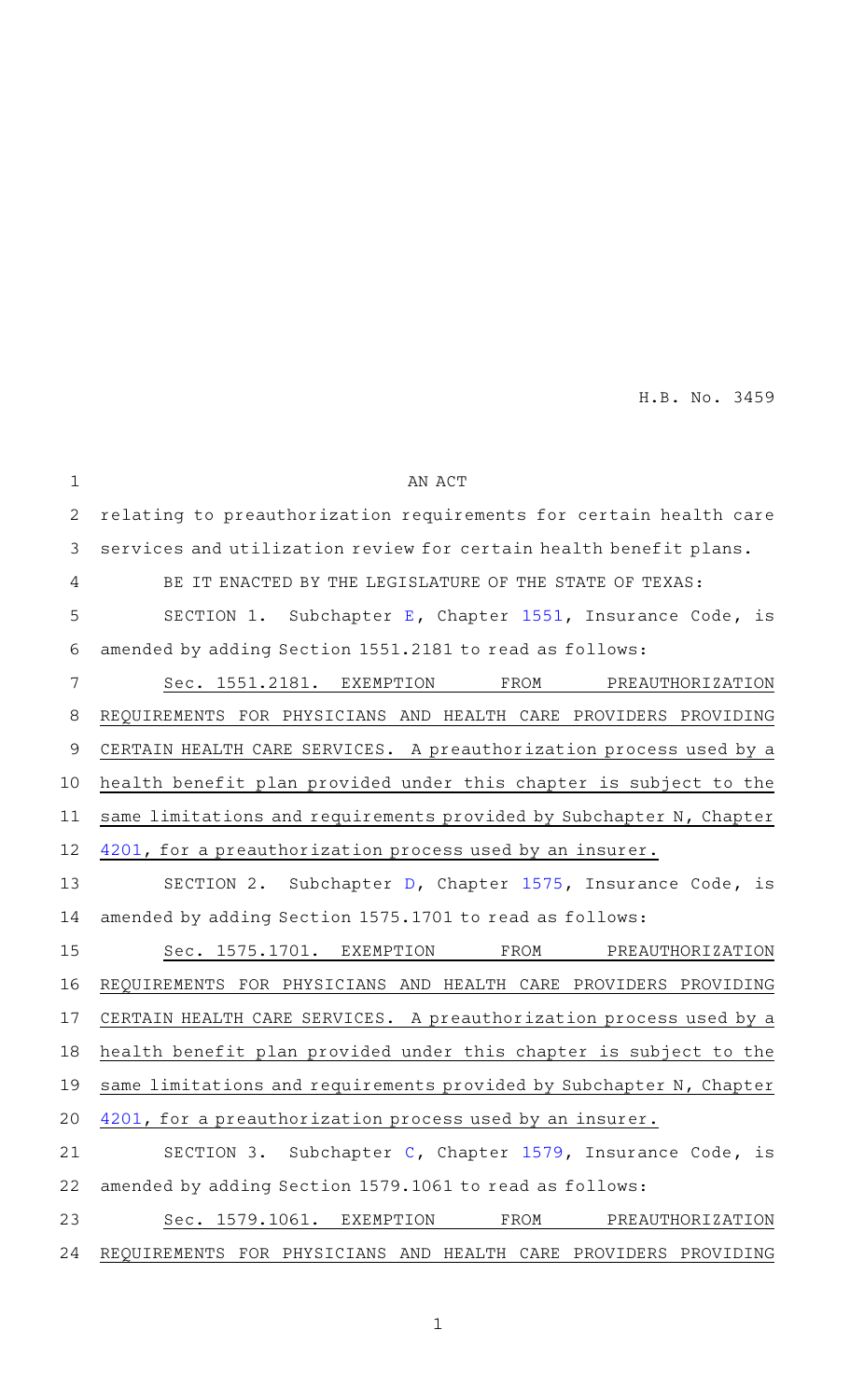H.B. No. 3459

AN ACT

relating to preauthorization requirements for certain health care services and utilization review for certain health benefit plans.

BE IT ENACTED BY THE LEGISLATURE OF THE STATE OF TEXAS:

SECTION 1. Subchapter E, Chapter 1551, Insurance Code, is amended by adding Section 1551.2181 to read as follows:

Sec. 1551.2181. EXEMPTION FROM PREAUTHORIZATION REQUIREMENTS FOR PHYSICIANS AND HEALTH CARE PROVIDERS PROVIDING CERTAIN HEALTH CARE SERVICES. A preauthorization process used by a health benefit plan provided under this chapter is subject to the same limitations and requirements provided by Subchapter N, Chapter 4201, for a preauthorization process used by an insurer.

SECTION 2. Subchapter D, Chapter 1575, Insurance Code, is amended by adding Section 1575.1701 to read as follows:

Sec. 1575.1701. EXEMPTION FROM PREAUTHORIZATION REQUIREMENTS FOR PHYSICIANS AND HEALTH CARE PROVIDERS PROVIDING CERTAIN HEALTH CARE SERVICES. A preauthorization process used by a health benefit plan provided under this chapter is subject to the same limitations and requirements provided by Subchapter N, Chapter 4201, for a preauthorization process used by an insurer.

SECTION 3. Subchapter C, Chapter 1579, Insurance Code, is amended by adding Section 1579.1061 to read as follows:

Sec. 1579.1061. EXEMPTION FROM PREAUTHORIZATION REQUIREMENTS FOR PHYSICIANS AND HEALTH CARE PROVIDERS PROVIDING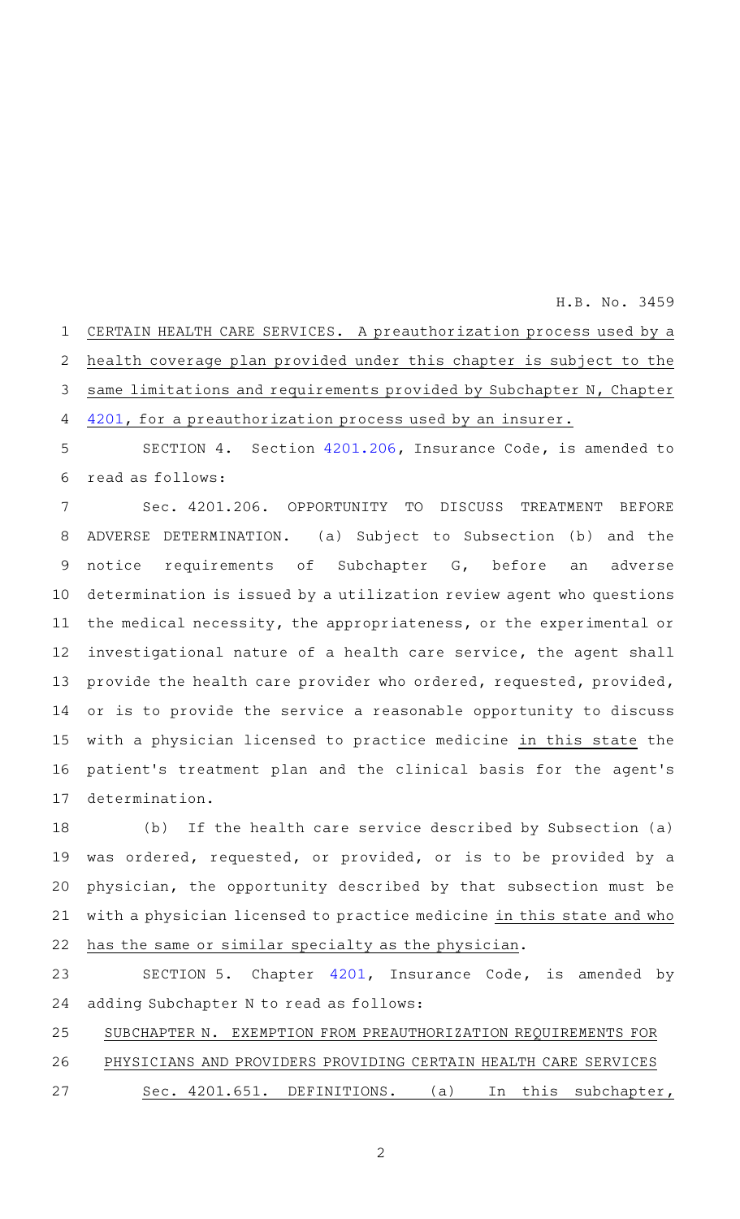CERTAIN HEALTH CARE SERVICES. A preauthorization process used by a health coverage plan provided under this chapter is subject to the same limitations and requirements provided by Subchapter N, Chapter 4201, for a preauthorization process used by an insurer.

SECTION 4. Section 4201.206, Insurance Code, is amended to read as follows:

Sec. 4201.206. OPPORTUNITY TO DISCUSS TREATMENT BEFORE ADVERSE DETERMINATION. (a) Subject to Subsection (b) and the notice requirements of Subchapter G, before an adverse determination is issued by a utilization review agent who questions the medical necessity, the appropriateness, or the experimental or investigational nature of a health care service, the agent shall provide the health care provider who ordered, requested, provided, or is to provide the service a reasonable opportunity to discuss with a physician licensed to practice medicine in this state the patient's treatment plan and the clinical basis for the agent's determination.

(b) If the health care service described by Subsection (a) was ordered, requested, or provided, or is to be provided by a physician, the opportunity described by that subsection must be with a physician licensed to practice medicine in this state and who has the same or similar specialty as the physician.

SECTION 5. Chapter 4201, Insurance Code, is amended by adding Subchapter N to read as follows:

SUBCHAPTER N. EXEMPTION FROM PREAUTHORIZATION REQUIREMENTS FOR PHYSICIANS AND PROVIDERS PROVIDING CERTAIN HEALTH CARE SERVICES

Sec. 4201.651. DEFINITIONS. (a) In this subchapter,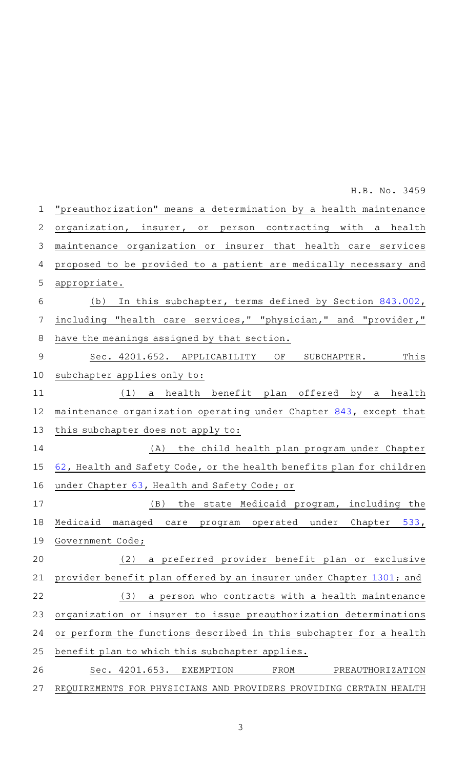"preauthorization" means a determination by a health maintenance organization, insurer, or person contracting with a health maintenance organization or insurer that health care services proposed to be provided to a patient are medically necessary and appropriate.

(b) In this subchapter, terms defined by Section 843.002, including "health care services," "physician," and "provider," have the meanings assigned by that section.

Sec. 4201.652. APPLICABILITY OF SUBCHAPTER. This subchapter applies only to:

(1) a health benefit plan offered by a health maintenance organization operating under Chapter 843, except that this subchapter does not apply to:

(A) the child health plan program under Chapter 62, Health and Safety Code, or the health benefits plan for children under Chapter 63, Health and Safety Code; or

(B) the state Medicaid program, including the Medicaid managed care program operated under Chapter 533, Government Code;

(2) a preferred provider benefit plan or exclusive provider benefit plan offered by an insurer under Chapter 1301; and

(3) a person who contracts with a health maintenance organization or insurer to issue preauthorization determinations or perform the functions described in this subchapter for a health benefit plan to which this subchapter applies.

Sec. 4201.653. EXEMPTION FROM PREAUTHORIZATION REQUIREMENTS FOR PHYSICIANS AND PROVIDERS PROVIDING CERTAIN HEALTH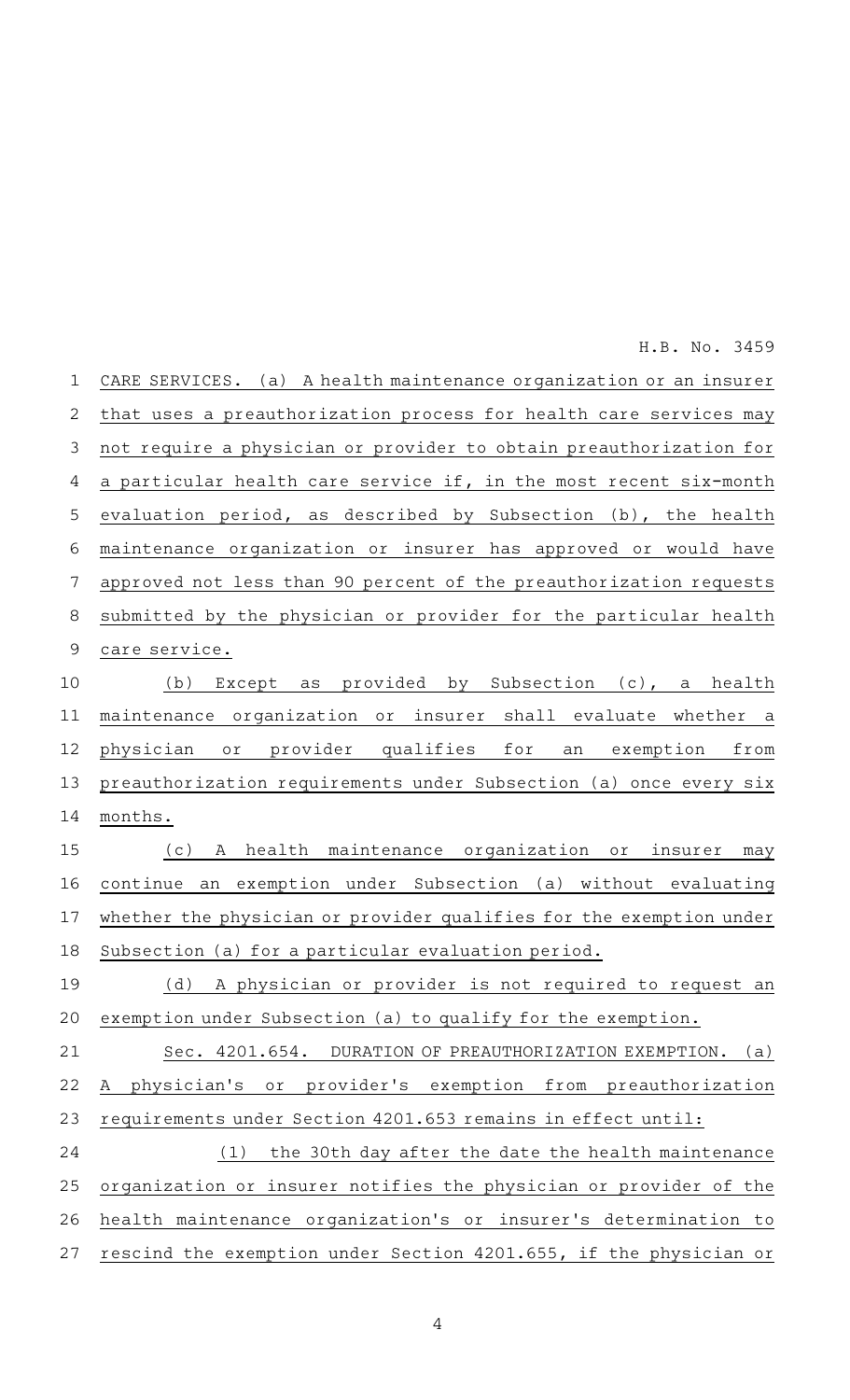CARE SERVICES. (a) A health maintenance organization or an insurer that uses a preauthorization process for health care services may not require a physician or provider to obtain preauthorization for a particular health care service if, in the most recent six-month evaluation period, as described by Subsection (b), the health maintenance organization or insurer has approved or would have approved not less than 90 percent of the preauthorization requests submitted by the physician or provider for the particular health care service.

(b) Except as provided by Subsection (c), a health maintenance organization or insurer shall evaluate whether a physician or provider qualifies for an exemption from preauthorization requirements under Subsection (a) once every six months.

(c) A health maintenance organization or insurer may continue an exemption under Subsection (a) without evaluating whether the physician or provider qualifies for the exemption under Subsection (a) for a particular evaluation period.

(d) A physician or provider is not required to request an exemption under Subsection (a) to qualify for the exemption.

Sec. 4201.654. DURATION OF PREAUTHORIZATION EXEMPTION. (a) A physician's or provider's exemption from preauthorization requirements under Section 4201.653 remains in effect until:

(1) the 30th day after the date the health maintenance organization or insurer notifies the physician or provider of the health maintenance organization's or insurer's determination to rescind the exemption under Section 4201.655, if the physician or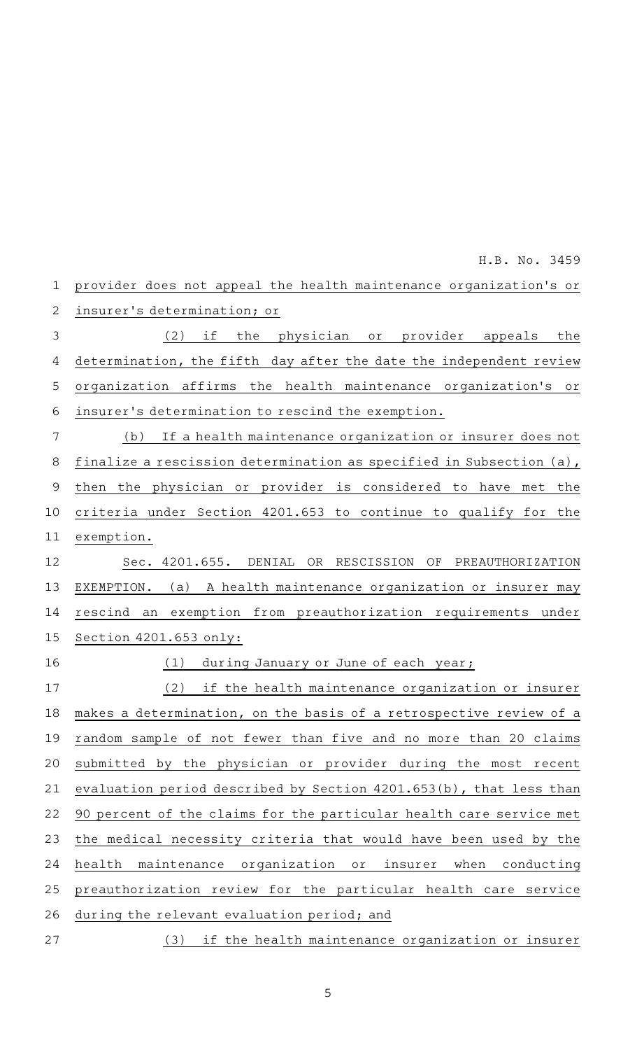provider does not appeal the health maintenance organization's or insurer's determination; or

(2) if the physician or provider appeals the determination, the fifth day after the date the independent review organization affirms the health maintenance organization's or insurer's determination to rescind the exemption.

(b) If a health maintenance organization or insurer does not finalize a rescission determination as specified in Subsection (a), then the physician or provider is considered to have met the criteria under Section 4201.653 to continue to qualify for the exemption.

Sec. 4201.655. DENIAL OR RESCISSION OF PREAUTHORIZATION EXEMPTION. (a) A health maintenance organization or insurer may rescind an exemption from preauthorization requirements under Section 4201.653 only:

(1) during January or June of each year;

(2) if the health maintenance organization or insurer makes a determination, on the basis of a retrospective review of a random sample of not fewer than five and no more than 20 claims submitted by the physician or provider during the most recent evaluation period described by Section 4201.653(b), that less than 90 percent of the claims for the particular health care service met the medical necessity criteria that would have been used by the health maintenance organization or insurer when conducting preauthorization review for the particular health care service during the relevant evaluation period; and

(3) if the health maintenance organization or insurer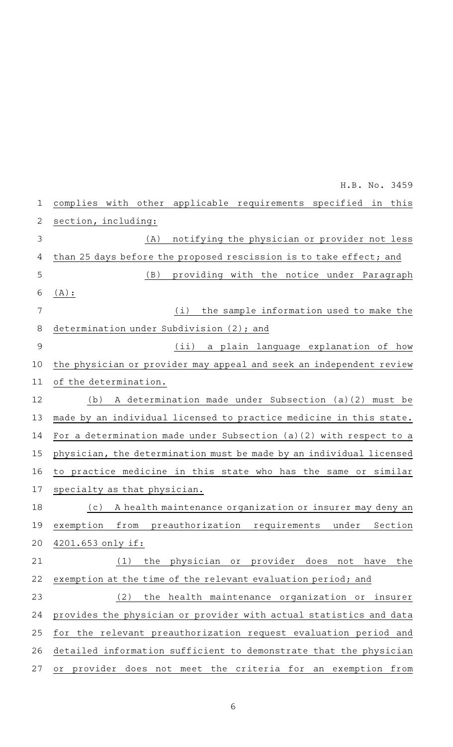complies with other applicable requirements specified in this section, including:

(A) notifying the physician or provider not less than 25 days before the proposed rescission is to take effect; and

(B) providing with the notice under Paragraph (A):

(i) the sample information used to make the determination under Subdivision (2); and

(ii) a plain language explanation of how the physician or provider may appeal and seek an independent review of the determination.

(b) A determination made under Subsection (a)(2) must be made by an individual licensed to practice medicine in this state. For a determination made under Subsection (a)(2) with respect to a physician, the determination must be made by an individual licensed to practice medicine in this state who has the same or similar specialty as that physician.

(c) A health maintenance organization or insurer may deny an exemption from preauthorization requirements under Section 4201.653 only if:

(1) the physician or provider does not have the exemption at the time of the relevant evaluation period; and

(2) the health maintenance organization or insurer provides the physician or provider with actual statistics and data for the relevant preauthorization request evaluation period and detailed information sufficient to demonstrate that the physician or provider does not meet the criteria for an exemption from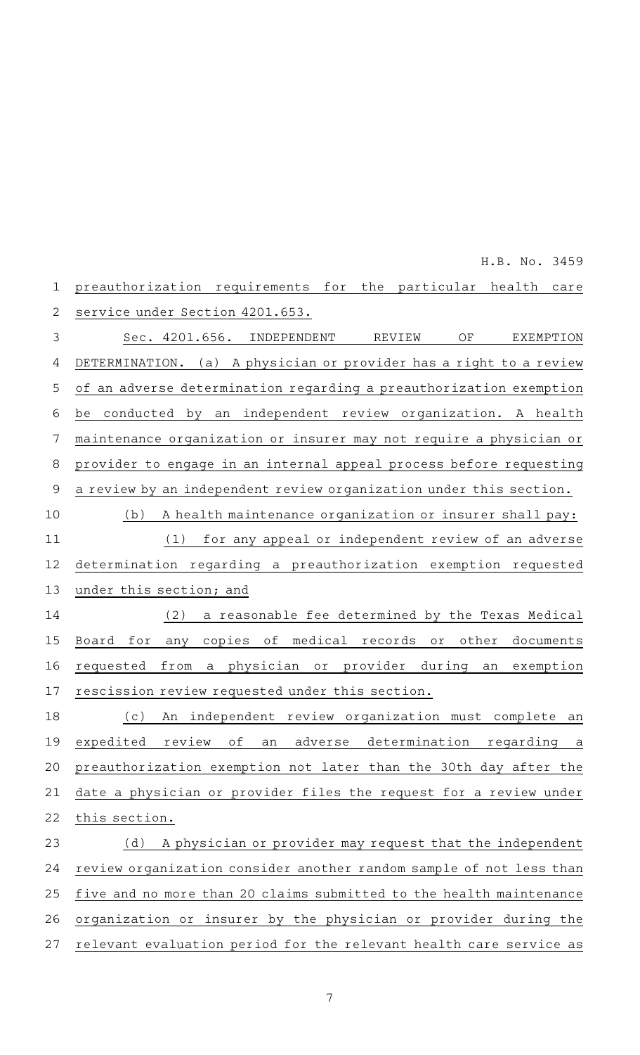preauthorization requirements for the particular health care service under Section 4201.653.

Sec. 4201.656. INDEPENDENT REVIEW OF EXEMPTION DETERMINATION. (a) A physician or provider has a right to a review of an adverse determination regarding a preauthorization exemption be conducted by an independent review organization. A health maintenance organization or insurer may not require a physician or provider to engage in an internal appeal process before requesting a review by an independent review organization under this section.

(b) A health maintenance organization or insurer shall pay:

(1) for any appeal or independent review of an adverse determination regarding a preauthorization exemption requested under this section; and

(2) a reasonable fee determined by the Texas Medical Board for any copies of medical records or other documents requested from a physician or provider during an exemption rescission review requested under this section.

(c) An independent review organization must complete an expedited review of an adverse determination regarding a preauthorization exemption not later than the 30th day after the date a physician or provider files the request for a review under this section.

(d) A physician or provider may request that the independent review organization consider another random sample of not less than five and no more than 20 claims submitted to the health maintenance organization or insurer by the physician or provider during the relevant evaluation period for the relevant health care service as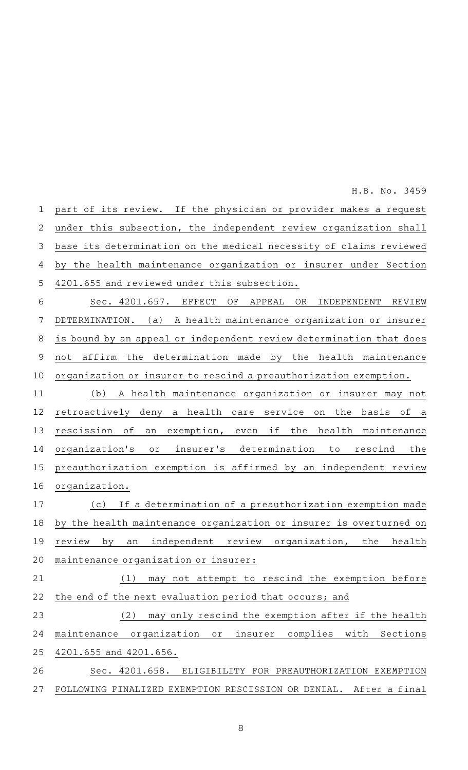part of its review. If the physician or provider makes a request under this subsection, the independent review organization shall base its determination on the medical necessity of claims reviewed by the health maintenance organization or insurer under Section 4201.655 and reviewed under this subsection.

Sec. 4201.657. EFFECT OF APPEAL OR INDEPENDENT REVIEW DETERMINATION. (a) A health maintenance organization or insurer is bound by an appeal or independent review determination that does not affirm the determination made by the health maintenance organization or insurer to rescind a preauthorization exemption.

(b) A health maintenance organization or insurer may not retroactively deny a health care service on the basis of a rescission of an exemption, even if the health maintenance organization's or insurer's determination to rescind the preauthorization exemption is affirmed by an independent review organization.

(c) If a determination of a preauthorization exemption made by the health maintenance organization or insurer is overturned on review by an independent review organization, the health maintenance organization or insurer:

(1) may not attempt to rescind the exemption before the end of the next evaluation period that occurs; and

(2) may only rescind the exemption after if the health maintenance organization or insurer complies with Sections 4201.655 and 4201.656.

Sec. 4201.658. ELIGIBILITY FOR PREAUTHORIZATION EXEMPTION FOLLOWING FINALIZED EXEMPTION RESCISSION OR DENIAL. After a final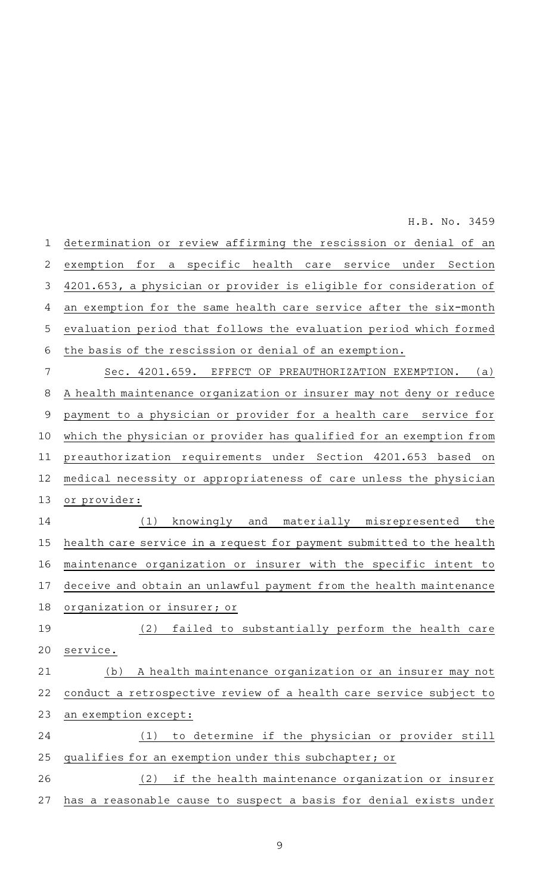determination or review affirming the rescission or denial of an exemption for a specific health care service under Section 4201.653, a physician or provider is eligible for consideration of an exemption for the same health care service after the six-month evaluation period that follows the evaluation period which formed the basis of the rescission or denial of an exemption.

Sec. 4201.659. EFFECT OF PREAUTHORIZATION EXEMPTION. (a) A health maintenance organization or insurer may not deny or reduce payment to a physician or provider for a health care service for which the physician or provider has qualified for an exemption from preauthorization requirements under Section 4201.653 based on medical necessity or appropriateness of care unless the physician or provider:

(1) knowingly and materially misrepresented the health care service in a request for payment submitted to the health maintenance organization or insurer with the specific intent to deceive and obtain an unlawful payment from the health maintenance organization or insurer; or

(2) failed to substantially perform the health care service.

(b) A health maintenance organization or an insurer may not conduct a retrospective review of a health care service subject to an exemption except:

(1) to determine if the physician or provider still qualifies for an exemption under this subchapter; or

(2) if the health maintenance organization or insurer has a reasonable cause to suspect a basis for denial exists under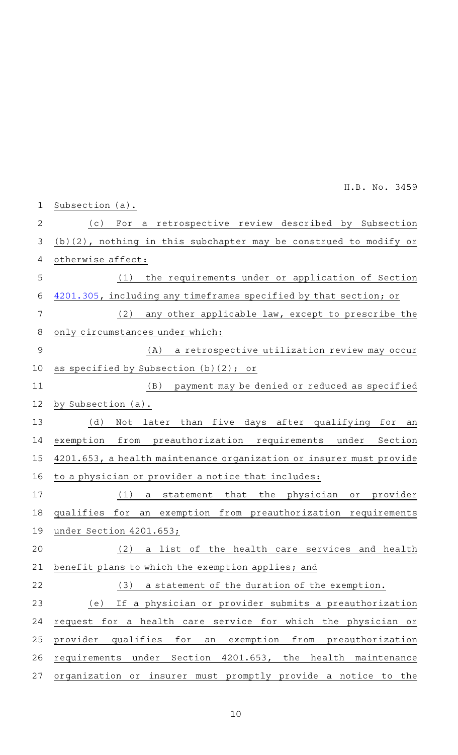Subsection (a).

(c) For a retrospective review described by Subsection (b)(2), nothing in this subchapter may be construed to modify or otherwise affect:

(1) the requirements under or application of Section 4201.305, including any timeframes specified by that section; or

(2) any other applicable law, except to prescribe the only circumstances under which:

(A) a retrospective utilization review may occur as specified by Subsection (b)(2); or

(B) payment may be denied or reduced as specified by Subsection (a).

(d) Not later than five days after qualifying for an exemption from preauthorization requirements under Section 4201.653, a health maintenance organization or insurer must provide to a physician or provider a notice that includes:

(1) a statement that the physician or provider qualifies for an exemption from preauthorization requirements under Section 4201.653;

(2) a list of the health care services and health benefit plans to which the exemption applies; and

(3) a statement of the duration of the exemption.

(e) If a physician or provider submits a preauthorization request for a health care service for which the physician or provider qualifies for an exemption from preauthorization requirements under Section 4201.653, the health maintenance organization or insurer must promptly provide a notice to the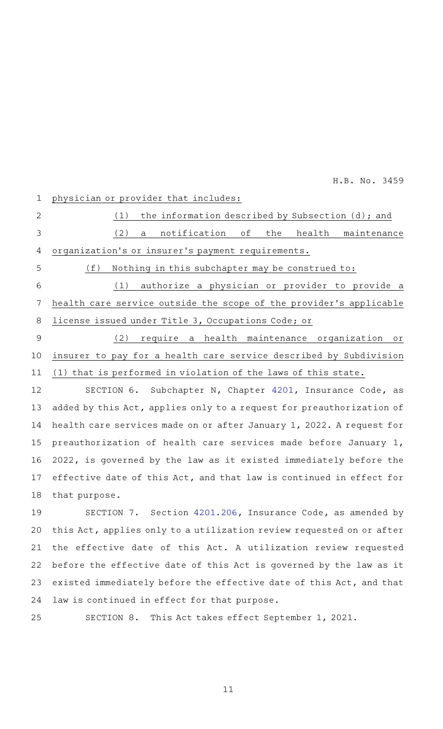physician or provider that includes:

(1) the information described by Subsection (d); and

(2) a notification of the health maintenance organization's or insurer's payment requirements.

(f) Nothing in this subchapter may be construed to:

(1) authorize a physician or provider to provide a health care service outside the scope of the provider's applicable license issued under Title 3, Occupations Code; or

(2) require a health maintenance organization or insurer to pay for a health care service described by Subdivision (1) that is performed in violation of the laws of this state.

SECTION 6. Subchapter N, Chapter 4201, Insurance Code, as added by this Act, applies only to a request for preauthorization of health care services made on or after January 1, 2022. A request for preauthorization of health care services made before January 1, 2022, is governed by the law as it existed immediately before the effective date of this Act, and that law is continued in effect for that purpose.

SECTION 7. Section 4201.206, Insurance Code, as amended by this Act, applies only to a utilization review requested on or after the effective date of this Act. A utilization review requested before the effective date of this Act is governed by the law as it existed immediately before the effective date of this Act, and that law is continued in effect for that purpose.

SECTION 8. This Act takes effect September 1, 2021.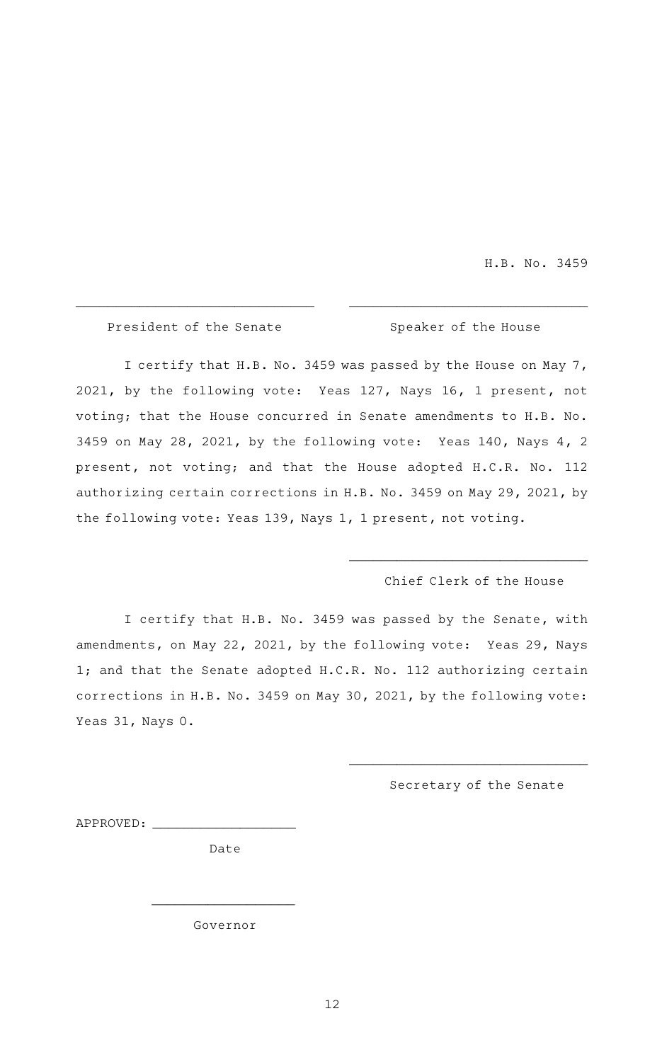H.B. No. 3459

______________________________ ______________________________

President of the Senate Speaker of the House

I certify that H.B. No. 3459 was passed by the House on May 7, 2021, by the following vote: Yeas 127, Nays 16, 1 present, not voting; that the House concurred in Senate amendments to H.B. No. 3459 on May 28, 2021, by the following vote: Yeas 140, Nays 4, 2 present, not voting; and that the House adopted H.C.R. No. 112 authorizing certain corrections in H.B. No. 3459 on May 29, 2021, by the following vote: Yeas 139, Nays 1, 1 present, not voting.

______________________________

Chief Clerk of the House

I certify that H.B. No. 3459 was passed by the Senate, with amendments, on May 22, 2021, by the following vote: Yeas 29, Nays 1; and that the Senate adopted H.C.R. No. 112 authorizing certain corrections in H.B. No. 3459 on May 30, 2021, by the following vote: Yeas 31, Nays 0.

______________________________

Secretary of the Senate

APPROVED: __________________

Date

__________________

Governor